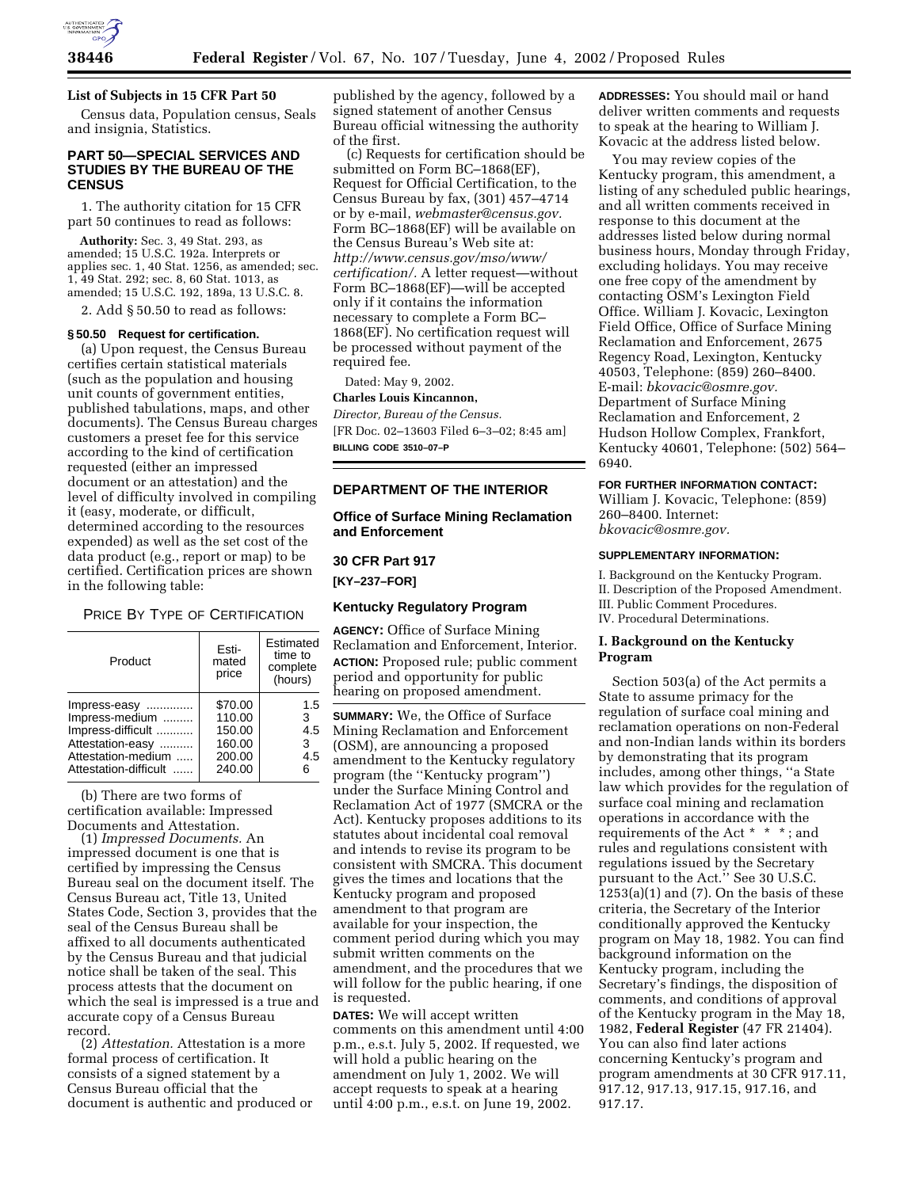## List of Subjects in 15 CFR Part 50

Census data, Population census, Seals and insignia, Statistics.

### PART 50—SPECIAL SERVICES AND STUDIES BY THE BUREAU OF THE CENSUS

1. The authority citation for 15 CFR part 50 continues to read as follows:

**Authority:** Sec. 3, 49 Stat. 293, as amended; 15 U.S.C. 192a. Interprets or applies sec. 1, 40 Stat. 1256, as amended; sec. 1, 49 Stat. 292; sec. 8, 60 Stat. 1013, as amended; 15 U.S.C. 192, 189a, 13 U.S.C. 8.

2. Add § 50.50 to read as follows:

#### § 50.50 Request for certification.

(a) Upon request, the Census Bureau certifies certain statistical materials (such as the population and housing unit counts of government entities, published tabulations, maps, and other documents). The Census Bureau charges customers a preset fee for this service according to the kind of certification requested (either an impressed document or an attestation) and the level of difficulty involved in compiling it (easy, moderate, or difficult, determined according to the resources expended) as well as the set cost of the data product (e.g., report or map) to be certified. Certification prices are shown in the following table:

PRICE BY TYPE OF CERTIFICATION

| Product | Estimated price | Estimated time to complete (hours) |
|---|---|---|
| Impress-easy | $70.00 | 1.5 |
| Impress-medium | 110.00 | 3 |
| Impress-difficult | 150.00 | 4.5 |
| Attestation-easy | 160.00 | 3 |
| Attestation-medium | 200.00 | 4.5 |
| Attestation-difficult | 240.00 | 6 |

(b) There are two forms of certification available: Impressed Documents and Attestation.

(1) *Impressed Documents.* An impressed document is one that is certified by impressing the Census Bureau seal on the document itself. The Census Bureau act, Title 13, United States Code, Section 3, provides that the seal of the Census Bureau shall be affixed to all documents authenticated by the Census Bureau and that judicial notice shall be taken of the seal. This process attests that the document on which the seal is impressed is a true and accurate copy of a Census Bureau record.

(2) *Attestation.* Attestation is a more formal process of certification. It consists of a signed statement by a Census Bureau official that the document is authentic and produced or published by the agency, followed by a signed statement of another Census Bureau official witnessing the authority of the first.

(c) Requests for certification should be submitted on Form BC–1868(EF), Request for Official Certification, to the Census Bureau by fax, (301) 457–4714 or by e-mail, *webmaster@census.gov.* Form BC–1868(EF) will be available on the Census Bureau's Web site at: *http://www.census.gov/mso/www/certification/.* A letter request—without Form BC–1868(EF)—will be accepted only if it contains the information necessary to complete a Form BC–1868(EF). No certification request will be processed without payment of the required fee.

Dated: May 9, 2002.

**Charles Louis Kincannon,**

*Director, Bureau of the Census.*

[FR Doc. 02–13603 Filed 6–3–02; 8:45 am]

**BILLING CODE 3510–07–P**

---

## DEPARTMENT OF THE INTERIOR

### Office of Surface Mining Reclamation and Enforcement

### 30 CFR Part 917

**[KY–237–FOR]**

### Kentucky Regulatory Program

**AGENCY:** Office of Surface Mining Reclamation and Enforcement, Interior.

**ACTION:** Proposed rule; public comment period and opportunity for public hearing on proposed amendment.

**SUMMARY:** We, the Office of Surface Mining Reclamation and Enforcement (OSM), are announcing a proposed amendment to the Kentucky regulatory program (the ''Kentucky program'') under the Surface Mining Control and Reclamation Act of 1977 (SMCRA or the Act). Kentucky proposes additions to its statutes about incidental coal removal and intends to revise its program to be consistent with SMCRA. This document gives the times and locations that the Kentucky program and proposed amendment to that program are available for your inspection, the comment period during which you may submit written comments on the amendment, and the procedures that we will follow for the public hearing, if one is requested.

**DATES:** We will accept written comments on this amendment until 4:00 p.m., e.s.t. July 5, 2002. If requested, we will hold a public hearing on the amendment on July 1, 2002. We will accept requests to speak at a hearing until 4:00 p.m., e.s.t. on June 19, 2002.

**ADDRESSES:** You should mail or hand deliver written comments and requests to speak at the hearing to William J. Kovacic at the address listed below.

You may review copies of the Kentucky program, this amendment, a listing of any scheduled public hearings, and all written comments received in response to this document at the addresses listed below during normal business hours, Monday through Friday, excluding holidays. You may receive one free copy of the amendment by contacting OSM's Lexington Field Office. William J. Kovacic, Lexington Field Office, Office of Surface Mining Reclamation and Enforcement, 2675 Regency Road, Lexington, Kentucky 40503, Telephone: (859) 260–8400. E-mail: *bkovacic@osmre.gov.* Department of Surface Mining Reclamation and Enforcement, 2 Hudson Hollow Complex, Frankfort, Kentucky 40601, Telephone: (502) 564–6940.

**FOR FURTHER INFORMATION CONTACT:** William J. Kovacic, Telephone: (859) 260–8400. Internet: *bkovacic@osmre.gov.*

**SUPPLEMENTARY INFORMATION:**

I. Background on the Kentucky Program.
II. Description of the Proposed Amendment.
III. Public Comment Procedures.
IV. Procedural Determinations.

### I. Background on the Kentucky Program

Section 503(a) of the Act permits a State to assume primacy for the regulation of surface coal mining and reclamation operations on non-Federal and non-Indian lands within its borders by demonstrating that its program includes, among other things, ''a State law which provides for the regulation of surface coal mining and reclamation operations in accordance with the requirements of the Act * * *; and rules and regulations consistent with regulations issued by the Secretary pursuant to the Act.'' See 30 U.S.C. 1253(a)(1) and (7). On the basis of these criteria, the Secretary of the Interior conditionally approved the Kentucky program on May 18, 1982. You can find background information on the Kentucky program, including the Secretary's findings, the disposition of comments, and conditions of approval of the Kentucky program in the May 18, 1982, **Federal Register** (47 FR 21404). You can also find later actions concerning Kentucky's program and program amendments at 30 CFR 917.11, 917.12, 917.13, 917.15, 917.16, and 917.17.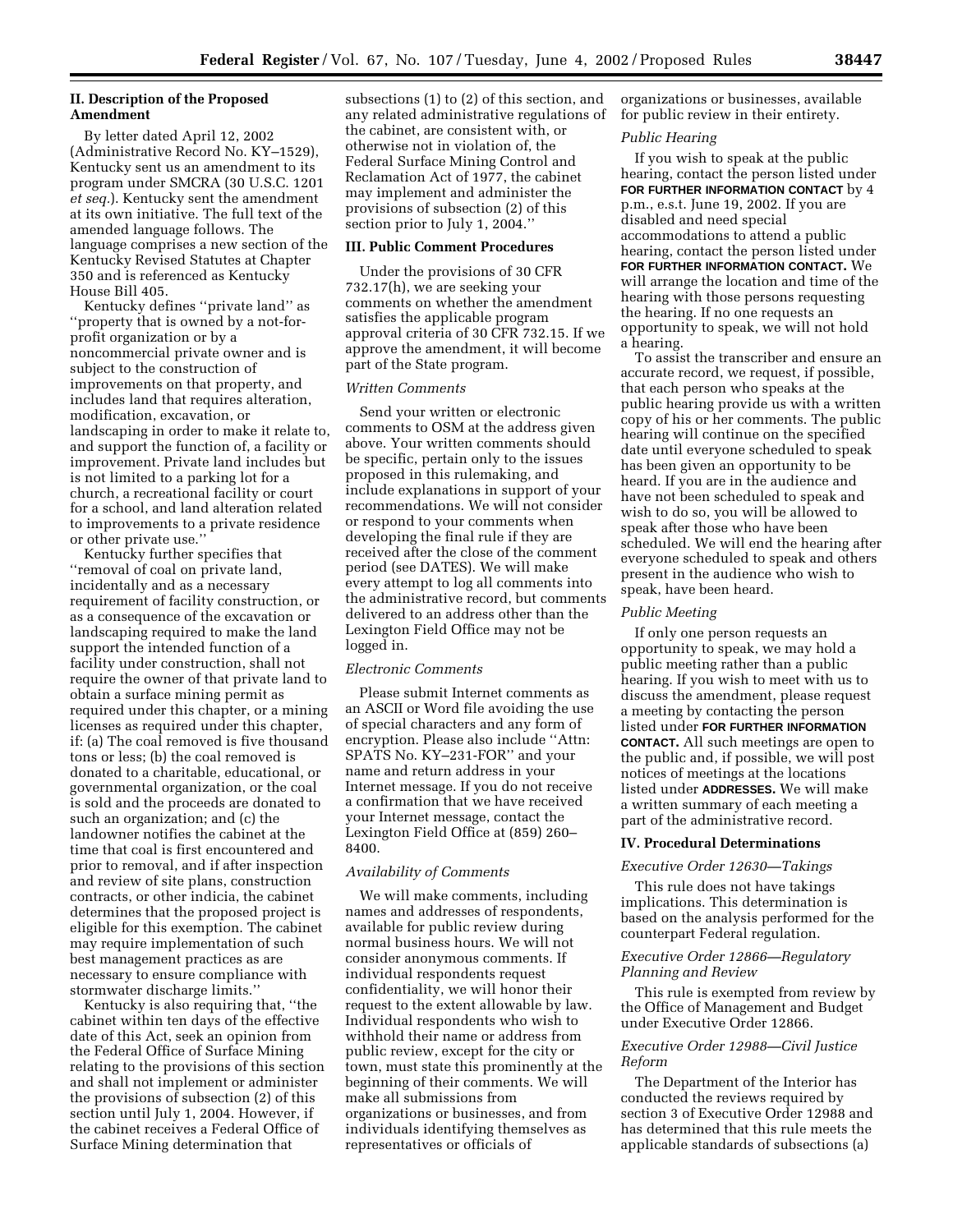## II. Description of the Proposed Amendment

By letter dated April 12, 2002 (Administrative Record No. KY–1529), Kentucky sent us an amendment to its program under SMCRA (30 U.S.C. 1201 *et seq.*). Kentucky sent the amendment at its own initiative. The full text of the amended language follows. The language comprises a new section of the Kentucky Revised Statutes at Chapter 350 and is referenced as Kentucky House Bill 405.

Kentucky defines ''private land'' as ''property that is owned by a not-for-profit organization or by a noncommercial private owner and is subject to the construction of improvements on that property, and includes land that requires alteration, modification, excavation, or landscaping in order to make it relate to, and support the function of, a facility or improvement. Private land includes but is not limited to a parking lot for a church, a recreational facility or court for a school, and land alteration related to improvements to a private residence or other private use.''

Kentucky further specifies that ''removal of coal on private land, incidentally and as a necessary requirement of facility construction, or as a consequence of the excavation or landscaping required to make the land support the intended function of a facility under construction, shall not require the owner of that private land to obtain a surface mining permit as required under this chapter, or a mining licenses as required under this chapter, if: (a) The coal removed is five thousand tons or less; (b) the coal removed is donated to a charitable, educational, or governmental organization, or the coal is sold and the proceeds are donated to such an organization; and (c) the landowner notifies the cabinet at the time that coal is first encountered and prior to removal, and if after inspection and review of site plans, construction contracts, or other indicia, the cabinet determines that the proposed project is eligible for this exemption. The cabinet may require implementation of such best management practices as are necessary to ensure compliance with stormwater discharge limits.''

Kentucky is also requiring that, ''the cabinet within ten days of the effective date of this Act, seek an opinion from the Federal Office of Surface Mining relating to the provisions of this section and shall not implement or administer the provisions of subsection (2) of this section until July 1, 2004. However, if the cabinet receives a Federal Office of Surface Mining determination that subsections (1) to (2) of this section, and any related administrative regulations of the cabinet, are consistent with, or otherwise not in violation of, the Federal Surface Mining Control and Reclamation Act of 1977, the cabinet may implement and administer the provisions of subsection (2) of this section prior to July 1, 2004.''

## III. Public Comment Procedures

Under the provisions of 30 CFR 732.17(h), we are seeking your comments on whether the amendment satisfies the applicable program approval criteria of 30 CFR 732.15. If we approve the amendment, it will become part of the State program.

### *Written Comments*

Send your written or electronic comments to OSM at the address given above. Your written comments should be specific, pertain only to the issues proposed in this rulemaking, and include explanations in support of your recommendations. We will not consider or respond to your comments when developing the final rule if they are received after the close of the comment period (see DATES). We will make every attempt to log all comments into the administrative record, but comments delivered to an address other than the Lexington Field Office may not be logged in.

### *Electronic Comments*

Please submit Internet comments as an ASCII or Word file avoiding the use of special characters and any form of encryption. Please also include ''Attn: SPATS No. KY–231-FOR'' and your name and return address in your Internet message. If you do not receive a confirmation that we have received your Internet message, contact the Lexington Field Office at (859) 260–8400.

### *Availability of Comments*

We will make comments, including names and addresses of respondents, available for public review during normal business hours. We will not consider anonymous comments. If individual respondents request confidentiality, we will honor their request to the extent allowable by law. Individual respondents who wish to withhold their name or address from public review, except for the city or town, must state this prominently at the beginning of their comments. We will make all submissions from organizations or businesses, and from individuals identifying themselves as representatives or officials of organizations or businesses, available for public review in their entirety.

### *Public Hearing*

If you wish to speak at the public hearing, contact the person listed under **FOR FURTHER INFORMATION CONTACT** by 4 p.m., e.s.t. June 19, 2002. If you are disabled and need special accommodations to attend a public hearing, contact the person listed under **FOR FURTHER INFORMATION CONTACT.** We will arrange the location and time of the hearing with those persons requesting the hearing. If no one requests an opportunity to speak, we will not hold a hearing.

To assist the transcriber and ensure an accurate record, we request, if possible, that each person who speaks at the public hearing provide us with a written copy of his or her comments. The public hearing will continue on the specified date until everyone scheduled to speak has been given an opportunity to be heard. If you are in the audience and have not been scheduled to speak and wish to do so, you will be allowed to speak after those who have been scheduled. We will end the hearing after everyone scheduled to speak and others present in the audience who wish to speak, have been heard.

### *Public Meeting*

If only one person requests an opportunity to speak, we may hold a public meeting rather than a public hearing. If you wish to meet with us to discuss the amendment, please request a meeting by contacting the person listed under **FOR FURTHER INFORMATION CONTACT.** All such meetings are open to the public and, if possible, we will post notices of meetings at the locations listed under **ADDRESSES.** We will make a written summary of each meeting a part of the administrative record.

## IV. Procedural Determinations

### *Executive Order 12630—Takings*

This rule does not have takings implications. This determination is based on the analysis performed for the counterpart Federal regulation.

### *Executive Order 12866—Regulatory Planning and Review*

This rule is exempted from review by the Office of Management and Budget under Executive Order 12866.

### *Executive Order 12988—Civil Justice Reform*

The Department of the Interior has conducted the reviews required by section 3 of Executive Order 12988 and has determined that this rule meets the applicable standards of subsections (a)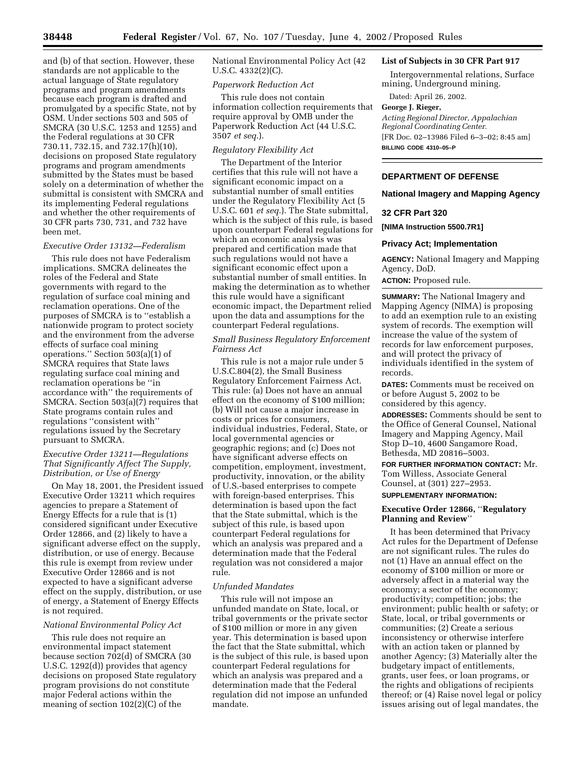and (b) of that section. However, these standards are not applicable to the actual language of State regulatory programs and program amendments because each program is drafted and promulgated by a specific State, not by OSM. Under sections 503 and 505 of SMCRA (30 U.S.C. 1253 and 1255) and the Federal regulations at 30 CFR 730.11, 732.15, and 732.17(h)(10), decisions on proposed State regulatory programs and program amendments submitted by the States must be based solely on a determination of whether the submittal is consistent with SMCRA and its implementing Federal regulations and whether the other requirements of 30 CFR parts 730, 731, and 732 have been met.

*Executive Order 13132—Federalism*

This rule does not have Federalism implications. SMCRA delineates the roles of the Federal and State governments with regard to the regulation of surface coal mining and reclamation operations. One of the purposes of SMCRA is to ''establish a nationwide program to protect society and the environment from the adverse effects of surface coal mining operations.'' Section 503(a)(1) of SMCRA requires that State laws regulating surface coal mining and reclamation operations be ''in accordance with'' the requirements of SMCRA. Section 503(a)(7) requires that State programs contain rules and regulations ''consistent with'' regulations issued by the Secretary pursuant to SMCRA.

*Executive Order 13211—Regulations That Significantly Affect The Supply, Distribution, or Use of Energy*

On May 18, 2001, the President issued Executive Order 13211 which requires agencies to prepare a Statement of Energy Effects for a rule that is (1) considered significant under Executive Order 12866, and (2) likely to have a significant adverse effect on the supply, distribution, or use of energy. Because this rule is exempt from review under Executive Order 12866 and is not expected to have a significant adverse effect on the supply, distribution, or use of energy, a Statement of Energy Effects is not required.

*National Environmental Policy Act*

This rule does not require an environmental impact statement because section 702(d) of SMCRA (30 U.S.C. 1292(d)) provides that agency decisions on proposed State regulatory program provisions do not constitute major Federal actions within the meaning of section 102(2)(C) of the National Environmental Policy Act (42 U.S.C. 4332(2)(C).

*Paperwork Reduction Act*

This rule does not contain information collection requirements that require approval by OMB under the Paperwork Reduction Act (44 U.S.C. 3507 *et seq.*).

*Regulatory Flexibility Act*

The Department of the Interior certifies that this rule will not have a significant economic impact on a substantial number of small entities under the Regulatory Flexibility Act (5 U.S.C. 601 *et seq.*). The State submittal, which is the subject of this rule, is based upon counterpart Federal regulations for which an economic analysis was prepared and certification made that such regulations would not have a significant economic effect upon a substantial number of small entities. In making the determination as to whether this rule would have a significant economic impact, the Department relied upon the data and assumptions for the counterpart Federal regulations.

*Small Business Regulatory Enforcement Fairness Act*

This rule is not a major rule under 5 U.S.C.804(2), the Small Business Regulatory Enforcement Fairness Act. This rule: (a) Does not have an annual effect on the economy of $100 million; (b) Will not cause a major increase in costs or prices for consumers, individual industries, Federal, State, or local governmental agencies or geographic regions; and (c) Does not have significant adverse effects on competition, employment, investment, productivity, innovation, or the ability of U.S.-based enterprises to compete with foreign-based enterprises. This determination is based upon the fact that the State submittal, which is the subject of this rule, is based upon counterpart Federal regulations for which an analysis was prepared and a determination made that the Federal regulation was not considered a major rule.

*Unfunded Mandates*

This rule will not impose an unfunded mandate on State, local, or tribal governments or the private sector of $100 million or more in any given year. This determination is based upon the fact that the State submittal, which is the subject of this rule, is based upon counterpart Federal regulations for which an analysis was prepared and a determination made that the Federal regulation did not impose an unfunded mandate.

**List of Subjects in 30 CFR Part 917**

Intergovernmental relations, Surface mining, Underground mining.

Dated: April 26, 2002.

**George J. Rieger,**

*Acting Regional Director, Appalachian Regional Coordinating Center.*

[FR Doc. 02–13986 Filed 6–3–02; 8:45 am]

**BILLING CODE 4310–05–P**

---

## DEPARTMENT OF DEFENSE

### National Imagery and Mapping Agency

### 32 CFR Part 320

**[NIMA Instruction 5500.7R1]**

### Privacy Act; Implementation

**AGENCY:** National Imagery and Mapping Agency, DoD.

**ACTION:** Proposed rule.

**SUMMARY:** The National Imagery and Mapping Agency (NIMA) is proposing to add an exemption rule to an existing system of records. The exemption will increase the value of the system of records for law enforcement purposes, and will protect the privacy of individuals identified in the system of records.

**DATES:** Comments must be received on or before August 5, 2002 to be considered by this agency.

**ADDRESSES:** Comments should be sent to the Office of General Counsel, National Imagery and Mapping Agency, Mail Stop D–10, 4600 Sangamore Road, Bethesda, MD 20816–5003.

**FOR FURTHER INFORMATION CONTACT:** Mr. Tom Willess, Associate General Counsel, at (301) 227–2953.

**SUPPLEMENTARY INFORMATION:**

**Executive Order 12866, ''Regulatory Planning and Review''**

It has been determined that Privacy Act rules for the Department of Defense are not significant rules. The rules do not (1) Have an annual effect on the economy of $100 million or more or adversely affect in a material way the economy; a sector of the economy; productivity; competition; jobs; the environment; public health or safety; or State, local, or tribal governments or communities; (2) Create a serious inconsistency or otherwise interfere with an action taken or planned by another Agency; (3) Materially alter the budgetary impact of entitlements, grants, user fees, or loan programs, or the rights and obligations of recipients thereof; or (4) Raise novel legal or policy issues arising out of legal mandates, the